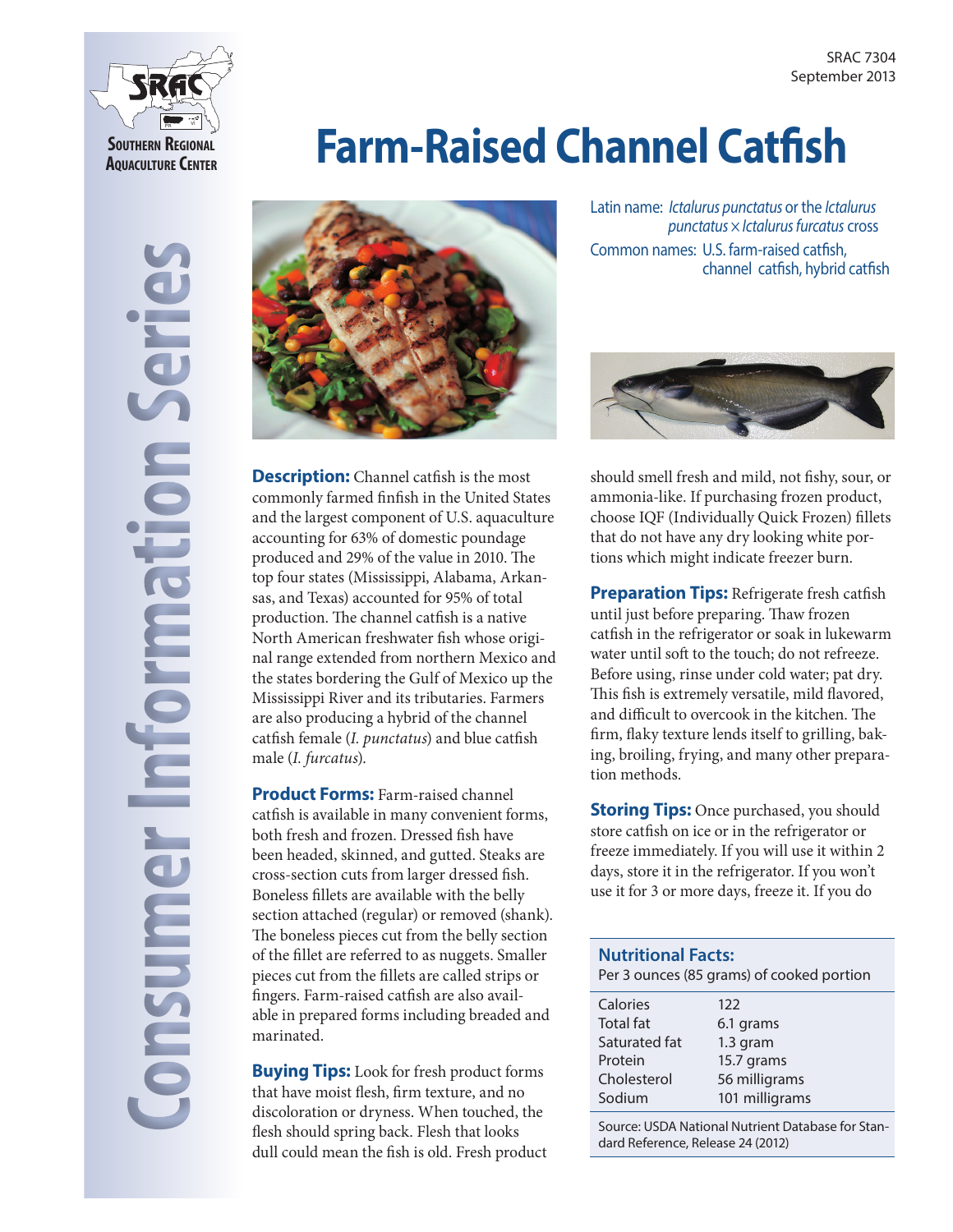SRAC 7304
September 2013

Southern Regional Aquaculture Center

Consumer Information Series

# Farm-Raised Channel Catfish

Latin name: *Ictalurus punctatus* or the *Ictalurus punctatus* × *Ictalurus furcatus* cross

Common names: U.S. farm-raised catfish, channel catfish, hybrid catfish

**Description:** Channel catfish is the most commonly farmed finfish in the United States and the largest component of U.S. aquaculture accounting for 63% of domestic poundage produced and 29% of the value in 2010. The top four states (Mississippi, Alabama, Arkansas, and Texas) accounted for 95% of total production. The channel catfish is a native North American freshwater fish whose original range extended from northern Mexico and the states bordering the Gulf of Mexico up the Mississippi River and its tributaries. Farmers are also producing a hybrid of the channel catfish female (*I. punctatus*) and blue catfish male (*I. furcatus*).

**Product Forms:** Farm-raised channel catfish is available in many convenient forms, both fresh and frozen. Dressed fish have been headed, skinned, and gutted. Steaks are cross-section cuts from larger dressed fish. Boneless fillets are available with the belly section attached (regular) or removed (shank). The boneless pieces cut from the belly section of the fillet are referred to as nuggets. Smaller pieces cut from the fillets are called strips or fingers. Farm-raised catfish are also available in prepared forms including breaded and marinated.

**Buying Tips:** Look for fresh product forms that have moist flesh, firm texture, and no discoloration or dryness. When touched, the flesh should spring back. Flesh that looks dull could mean the fish is old. Fresh product should smell fresh and mild, not fishy, sour, or ammonia-like. If purchasing frozen product, choose IQF (Individually Quick Frozen) fillets that do not have any dry looking white portions which might indicate freezer burn.

**Preparation Tips:** Refrigerate fresh catfish until just before preparing. Thaw frozen catfish in the refrigerator or soak in lukewarm water until soft to the touch; do not refreeze. Before using, rinse under cold water; pat dry. This fish is extremely versatile, mild flavored, and difficult to overcook in the kitchen. The firm, flaky texture lends itself to grilling, baking, broiling, frying, and many other preparation methods.

**Storing Tips:** Once purchased, you should store catfish on ice or in the refrigerator or freeze immediately. If you will use it within 2 days, store it in the refrigerator. If you won't use it for 3 or more days, freeze it. If you do

### Nutritional Facts:

Per 3 ounces (85 grams) of cooked portion

| | |
|---|---|
| Calories | 122 |
| Total fat | 6.1 grams |
| Saturated fat | 1.3 gram |
| Protein | 15.7 grams |
| Cholesterol | 56 milligrams |
| Sodium | 101 milligrams |

Source: USDA National Nutrient Database for Standard Reference, Release 24 (2012)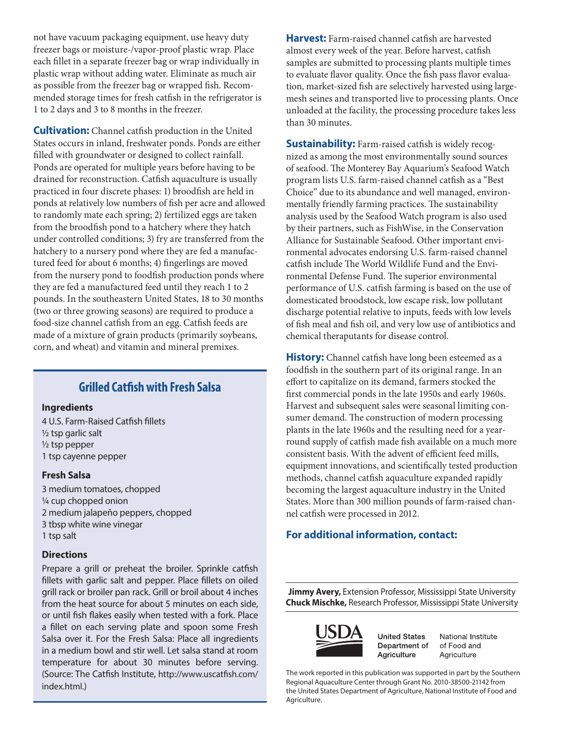not have vacuum packaging equipment, use heavy duty freezer bags or moisture-/vapor-proof plastic wrap. Place each fillet in a separate freezer bag or wrap individually in plastic wrap without adding water. Eliminate as much air as possible from the freezer bag or wrapped fish. Recommended storage times for fresh catfish in the refrigerator is 1 to 2 days and 3 to 8 months in the freezer.

**Cultivation:** Channel catfish production in the United States occurs in inland, freshwater ponds. Ponds are either filled with groundwater or designed to collect rainfall. Ponds are operated for multiple years before having to be drained for reconstruction. Catfish aquaculture is usually practiced in four discrete phases: 1) broodfish are held in ponds at relatively low numbers of fish per acre and allowed to randomly mate each spring; 2) fertilized eggs are taken from the broodfish pond to a hatchery where they hatch under controlled conditions; 3) fry are transferred from the hatchery to a nursery pond where they are fed a manufactured feed for about 6 months; 4) fingerlings are moved from the nursery pond to foodfish production ponds where they are fed a manufactured feed until they reach 1 to 2 pounds. In the southeastern United States, 18 to 30 months (two or three growing seasons) are required to produce a food-size channel catfish from an egg. Catfish feeds are made of a mixture of grain products (primarily soybeans, corn, and wheat) and vitamin and mineral premixes.

## Grilled Catfish with Fresh Salsa

### Ingredients

4 U.S. Farm-Raised Catfish fillets
½ tsp garlic salt
½ tsp pepper
1 tsp cayenne pepper

### Fresh Salsa

3 medium tomatoes, chopped
¼ cup chopped onion
2 medium jalapeño peppers, chopped
3 tbsp white wine vinegar
1 tsp salt

### Directions

Prepare a grill or preheat the broiler. Sprinkle catfish fillets with garlic salt and pepper. Place fillets on oiled grill rack or broiler pan rack. Grill or broil about 4 inches from the heat source for about 5 minutes on each side, or until fish flakes easily when tested with a fork. Place a fillet on each serving plate and spoon some Fresh Salsa over it. For the Fresh Salsa: Place all ingredients in a medium bowl and stir well. Let salsa stand at room temperature for about 30 minutes before serving. (Source: The Catfish Institute, http://www.uscatfish.com/index.html.)

**Harvest:** Farm-raised channel catfish are harvested almost every week of the year. Before harvest, catfish samples are submitted to processing plants multiple times to evaluate flavor quality. Once the fish pass flavor evaluation, market-sized fish are selectively harvested using large-mesh seines and transported live to processing plants. Once unloaded at the facility, the processing procedure takes less than 30 minutes.

**Sustainability:** Farm-raised catfish is widely recognized as among the most environmentally sound sources of seafood. The Monterey Bay Aquarium's Seafood Watch program lists U.S. farm-raised channel catfish as a "Best Choice" due to its abundance and well managed, environmentally friendly farming practices. The sustainability analysis used by the Seafood Watch program is also used by their partners, such as FishWise, in the Conservation Alliance for Sustainable Seafood. Other important environmental advocates endorsing U.S. farm-raised channel catfish include The World Wildlife Fund and the Environmental Defense Fund. The superior environmental performance of U.S. catfish farming is based on the use of domesticated broodstock, low escape risk, low pollutant discharge potential relative to inputs, feeds with low levels of fish meal and fish oil, and very low use of antibiotics and chemical theraputants for disease control.

**History:** Channel catfish have long been esteemed as a foodfish in the southern part of its original range. In an effort to capitalize on its demand, farmers stocked the first commercial ponds in the late 1950s and early 1960s. Harvest and subsequent sales were seasonal limiting consumer demand. The construction of modern processing plants in the late 1960s and the resulting need for a year-round supply of catfish made fish available on a much more consistent basis. With the advent of efficient feed mills, equipment innovations, and scientifically tested production methods, channel catfish aquaculture expanded rapidly becoming the largest aquaculture industry in the United States. More than 300 million pounds of farm-raised channel catfish were processed in 2012.

### For additional information, contact:

**Jimmy Avery,** Extension Professor, Mississippi State University
**Chuck Mischke,** Research Professor, Mississippi State University

USDA United States Department of Agriculture — National Institute of Food and Agriculture

The work reported in this publication was supported in part by the Southern Regional Aquaculture Center through Grant No. 2010-38500-21142 from the United States Department of Agriculture, National Institute of Food and Agriculture.